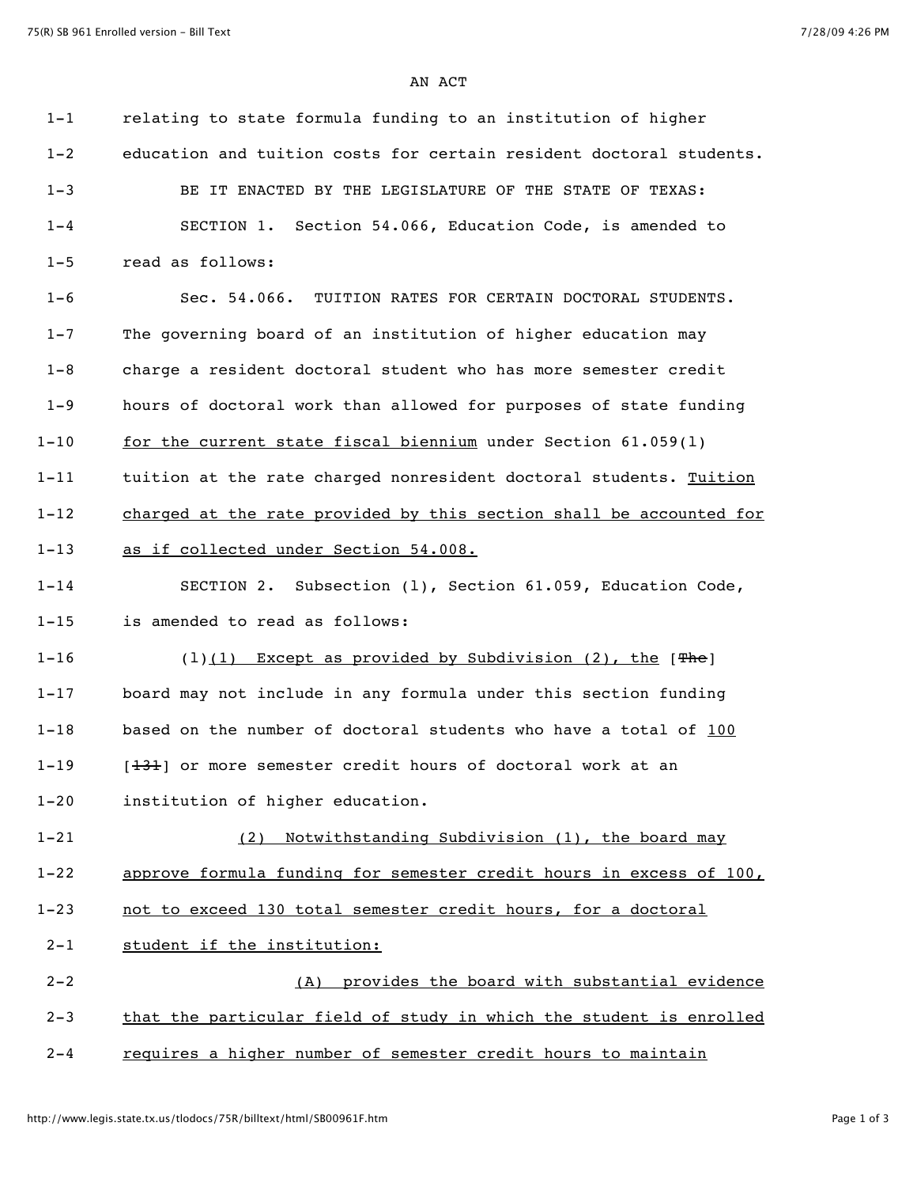AN ACT

relating to state formula funding to an institution of higher education and tuition costs for certain resident doctoral students.

BE IT ENACTED BY THE LEGISLATURE OF THE STATE OF TEXAS:

SECTION 1. Section 54.066, Education Code, is amended to read as follows:

Sec. 54.066. TUITION RATES FOR CERTAIN DOCTORAL STUDENTS. The governing board of an institution of higher education may charge a resident doctoral student who has more semester credit hours of doctoral work than allowed for purposes of state funding <u>for the current state fiscal biennium</u> under Section 61.059(l) tuition at the rate charged nonresident doctoral students. <u>Tuition charged at the rate provided by this section shall be accounted for as if collected under Section 54.008.</u>

SECTION 2. Subsection (l), Section 61.059, Education Code, is amended to read as follows:

(l)<u>(1) Except as provided by Subdivision (2), the</u> [~~The~~] board may not include in any formula under this section funding based on the number of doctoral students who have a total of <u>100</u> [~~131~~] or more semester credit hours of doctoral work at an institution of higher education.

<u>(2) Notwithstanding Subdivision (1), the board may approve formula funding for semester credit hours in excess of 100, not to exceed 130 total semester credit hours, for a doctoral student if the institution:</u>

<u>(A) provides the board with substantial evidence that the particular field of study in which the student is enrolled requires a higher number of semester credit hours to maintain</u>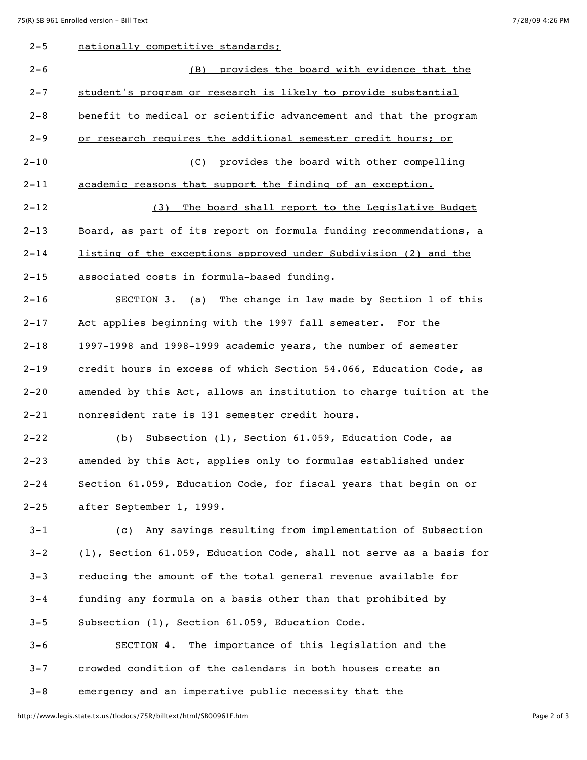2-5 nationally competitive standards;

2-6 (B) provides the board with evidence that the

2-7 student's program or research is likely to provide substantial

2-8 benefit to medical or scientific advancement and that the program

2-9 or research requires the additional semester credit hours; or

2-10 (C) provides the board with other compelling

2-11 academic reasons that support the finding of an exception.

2-12 (3) The board shall report to the Legislative Budget

2-13 Board, as part of its report on formula funding recommendations, a

2-14 listing of the exceptions approved under Subdivision (2) and the

2-15 associated costs in formula-based funding.

2-16 SECTION 3. (a) The change in law made by Section 1 of this

2-17 Act applies beginning with the 1997 fall semester. For the

2-18 1997-1998 and 1998-1999 academic years, the number of semester

2-19 credit hours in excess of which Section 54.066, Education Code, as

2-20 amended by this Act, allows an institution to charge tuition at the

2-21 nonresident rate is 131 semester credit hours.

2-22 (b) Subsection (l), Section 61.059, Education Code, as

2-23 amended by this Act, applies only to formulas established under

2-24 Section 61.059, Education Code, for fiscal years that begin on or

2-25 after September 1, 1999.

3-1 (c) Any savings resulting from implementation of Subsection

3-2 (l), Section 61.059, Education Code, shall not serve as a basis for

3-3 reducing the amount of the total general revenue available for

3-4 funding any formula on a basis other than that prohibited by

3-5 Subsection (l), Section 61.059, Education Code.

3-6 SECTION 4. The importance of this legislation and the

3-7 crowded condition of the calendars in both houses create an

3-8 emergency and an imperative public necessity that the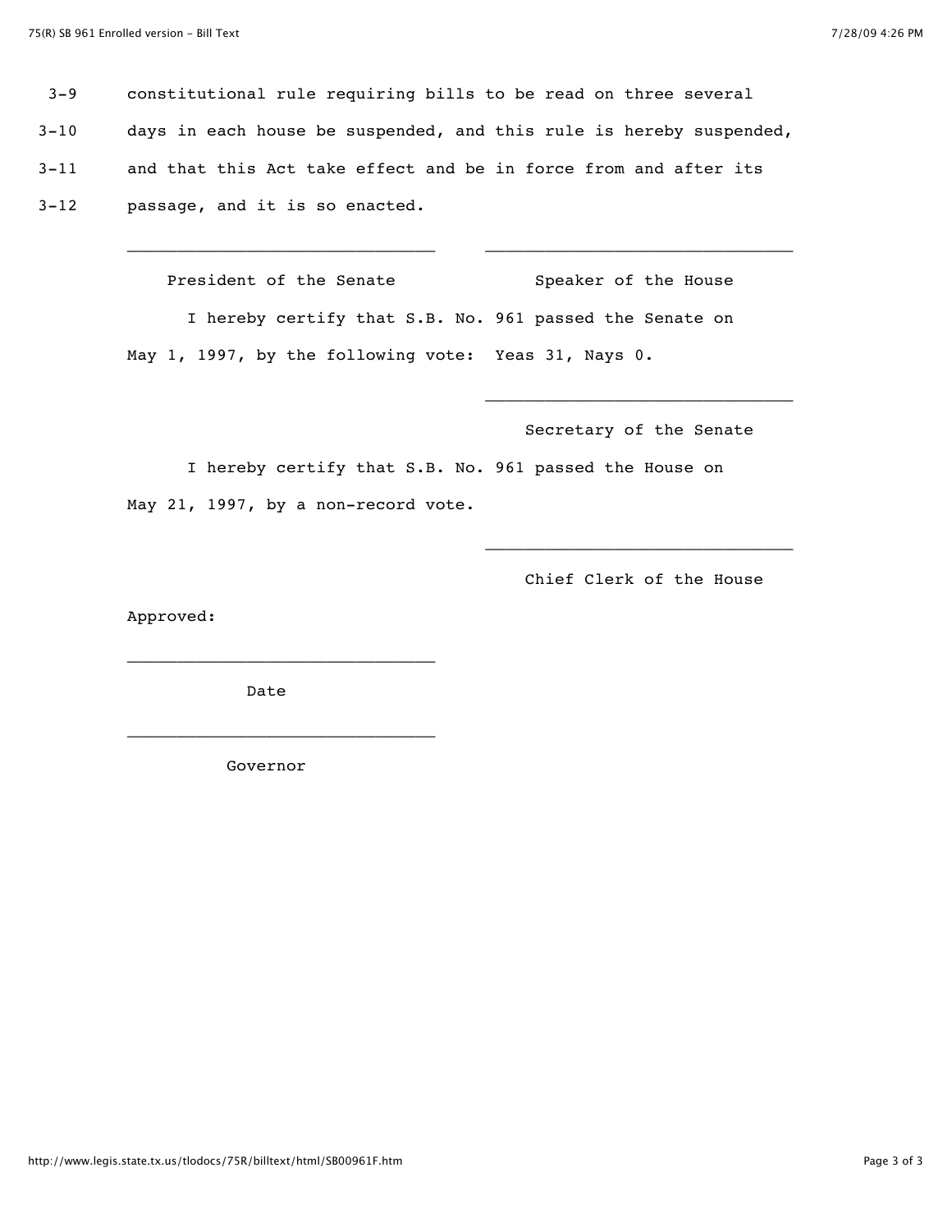3-9 constitutional rule requiring bills to be read on three several
3-10 days in each house be suspended, and this rule is hereby suspended,
3-11 and that this Act take effect and be in force from and after its
3-12 passage, and it is so enacted.

_______________________________ _______________________________

President of the Senate Speaker of the House

I hereby certify that S.B. No. 961 passed the Senate on May 1, 1997, by the following vote: Yeas 31, Nays 0.

_______________________________

Secretary of the Senate

I hereby certify that S.B. No. 961 passed the House on May 21, 1997, by a non-record vote.

_______________________________

Chief Clerk of the House

Approved:

_______________________________

Date

_______________________________

Governor